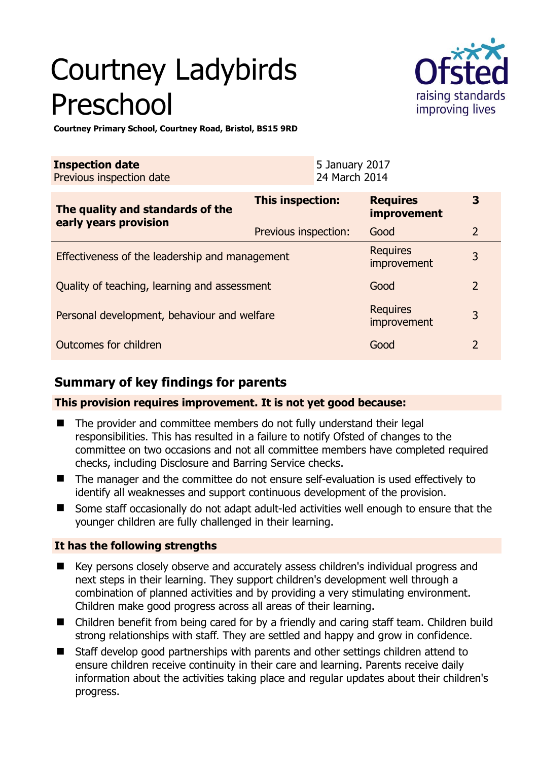# Courtney Ladybirds Preschool

**Courtney Primary School, Courtney Road, Bristol, BS15 9RD**

| **Inspection date** | 5 January 2017 |
|---|---|
| Previous inspection date | 24 March 2014 |

| **The quality and standards of the early years provision** | **This inspection:** | **Requires improvement** | **3** |
|---|---|---|---|
| | Previous inspection: | Good | 2 |
| Effectiveness of the leadership and management | | Requires improvement | 3 |
| Quality of teaching, learning and assessment | | Good | 2 |
| Personal development, behaviour and welfare | | Requires improvement | 3 |
| Outcomes for children | | Good | 2 |

## Summary of key findings for parents

**This provision requires improvement. It is not yet good because:**

- The provider and committee members do not fully understand their legal responsibilities. This has resulted in a failure to notify Ofsted of changes to the committee on two occasions and not all committee members have completed required checks, including Disclosure and Barring Service checks.
- The manager and the committee do not ensure self-evaluation is used effectively to identify all weaknesses and support continuous development of the provision.
- Some staff occasionally do not adapt adult-led activities well enough to ensure that the younger children are fully challenged in their learning.

**It has the following strengths**

- Key persons closely observe and accurately assess children's individual progress and next steps in their learning. They support children's development well through a combination of planned activities and by providing a very stimulating environment. Children make good progress across all areas of their learning.
- Children benefit from being cared for by a friendly and caring staff team. Children build strong relationships with staff. They are settled and happy and grow in confidence.
- Staff develop good partnerships with parents and other settings children attend to ensure children receive continuity in their care and learning. Parents receive daily information about the activities taking place and regular updates about their children's progress.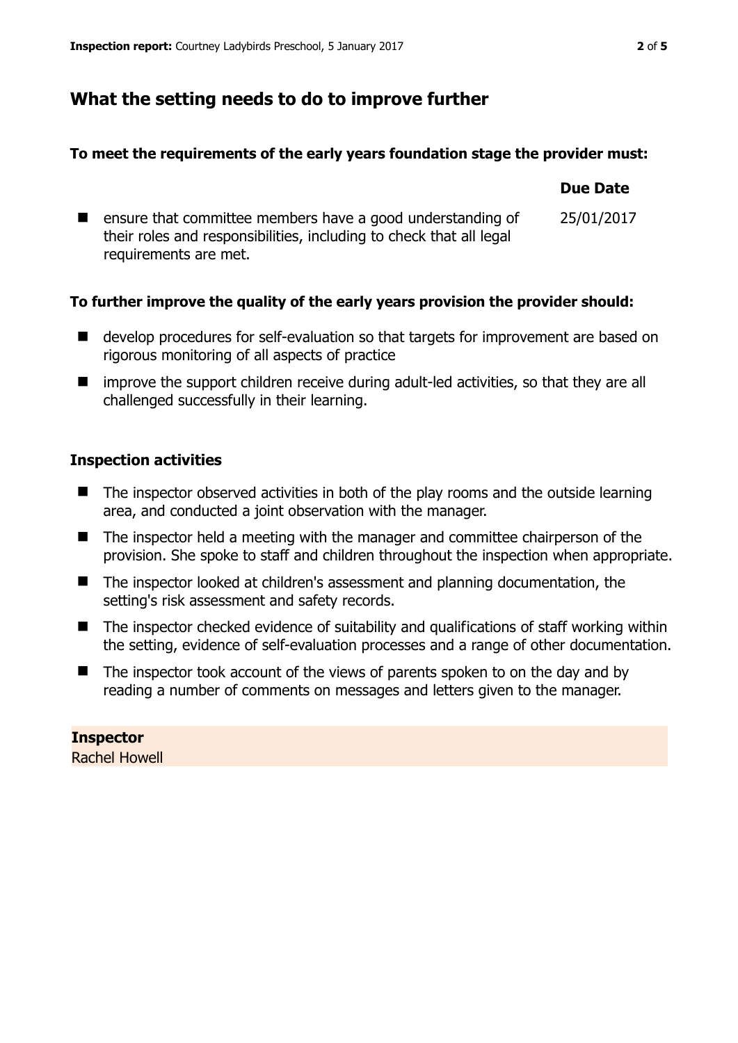## What the setting needs to do to improve further

**To meet the requirements of the early years foundation stage the provider must:**

| | Due Date |
|---|---|
| ensure that committee members have a good understanding of their roles and responsibilities, including to check that all legal requirements are met. | 25/01/2017 |

**To further improve the quality of the early years provision the provider should:**

- develop procedures for self-evaluation so that targets for improvement are based on rigorous monitoring of all aspects of practice
- improve the support children receive during adult-led activities, so that they are all challenged successfully in their learning.

### Inspection activities

- The inspector observed activities in both of the play rooms and the outside learning area, and conducted a joint observation with the manager.
- The inspector held a meeting with the manager and committee chairperson of the provision. She spoke to staff and children throughout the inspection when appropriate.
- The inspector looked at children's assessment and planning documentation, the setting's risk assessment and safety records.
- The inspector checked evidence of suitability and qualifications of staff working within the setting, evidence of self-evaluation processes and a range of other documentation.
- The inspector took account of the views of parents spoken to on the day and by reading a number of comments on messages and letters given to the manager.

**Inspector**
Rachel Howell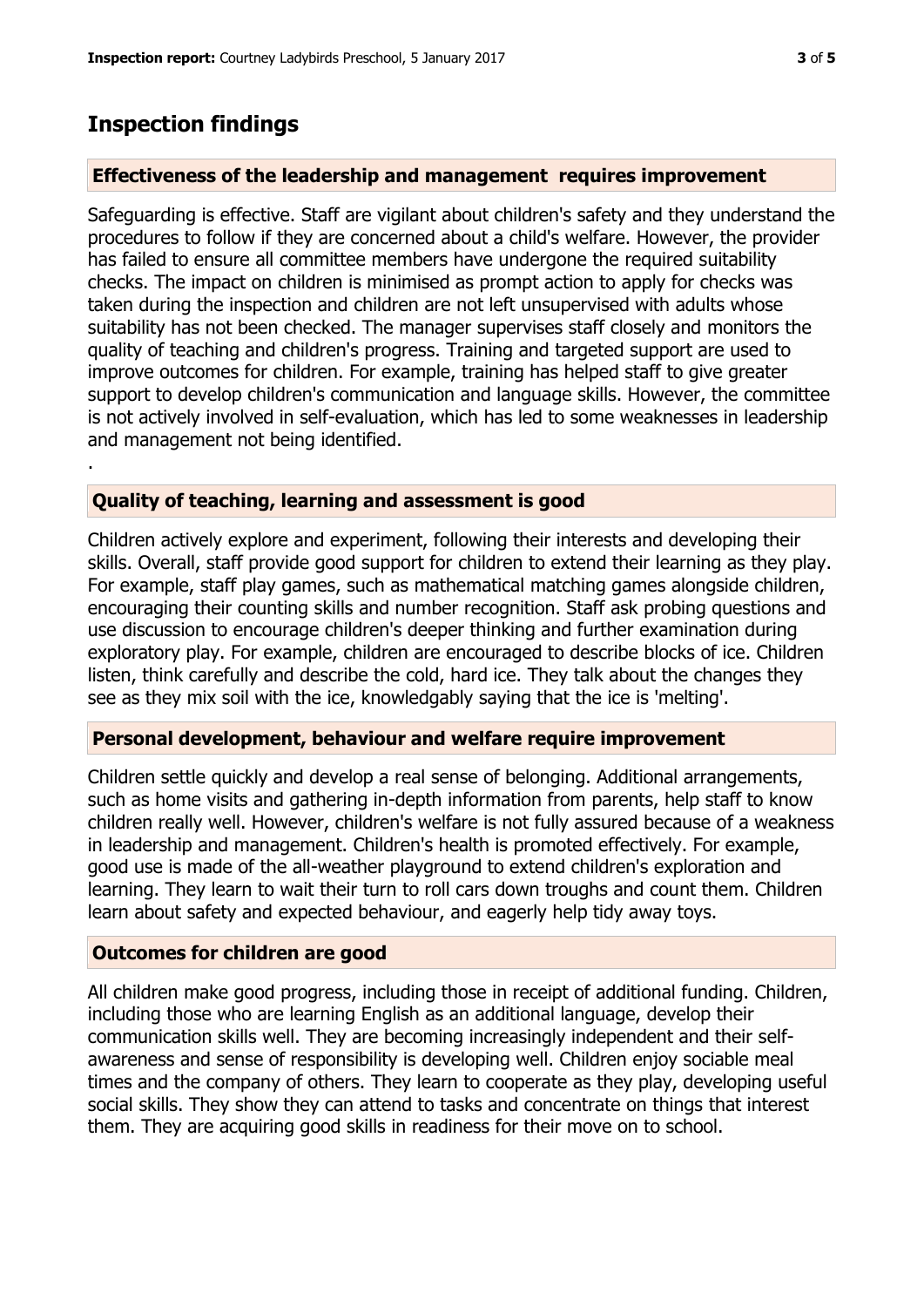# Inspection findings

### Effectiveness of the leadership and management requires improvement

Safeguarding is effective. Staff are vigilant about children's safety and they understand the procedures to follow if they are concerned about a child's welfare. However, the provider has failed to ensure all committee members have undergone the required suitability checks. The impact on children is minimised as prompt action to apply for checks was taken during the inspection and children are not left unsupervised with adults whose suitability has not been checked. The manager supervises staff closely and monitors the quality of teaching and children's progress. Training and targeted support are used to improve outcomes for children. For example, training has helped staff to give greater support to develop children's communication and language skills. However, the committee is not actively involved in self-evaluation, which has led to some weaknesses in leadership and management not being identified.

.

### Quality of teaching, learning and assessment is good

Children actively explore and experiment, following their interests and developing their skills. Overall, staff provide good support for children to extend their learning as they play. For example, staff play games, such as mathematical matching games alongside children, encouraging their counting skills and number recognition. Staff ask probing questions and use discussion to encourage children's deeper thinking and further examination during exploratory play. For example, children are encouraged to describe blocks of ice. Children listen, think carefully and describe the cold, hard ice. They talk about the changes they see as they mix soil with the ice, knowledgably saying that the ice is 'melting'.

### Personal development, behaviour and welfare require improvement

Children settle quickly and develop a real sense of belonging. Additional arrangements, such as home visits and gathering in-depth information from parents, help staff to know children really well. However, children's welfare is not fully assured because of a weakness in leadership and management. Children's health is promoted effectively. For example, good use is made of the all-weather playground to extend children's exploration and learning. They learn to wait their turn to roll cars down troughs and count them. Children learn about safety and expected behaviour, and eagerly help tidy away toys.

### Outcomes for children are good

All children make good progress, including those in receipt of additional funding. Children, including those who are learning English as an additional language, develop their communication skills well. They are becoming increasingly independent and their self-awareness and sense of responsibility is developing well. Children enjoy sociable meal times and the company of others. They learn to cooperate as they play, developing useful social skills. They show they can attend to tasks and concentrate on things that interest them. They are acquiring good skills in readiness for their move on to school.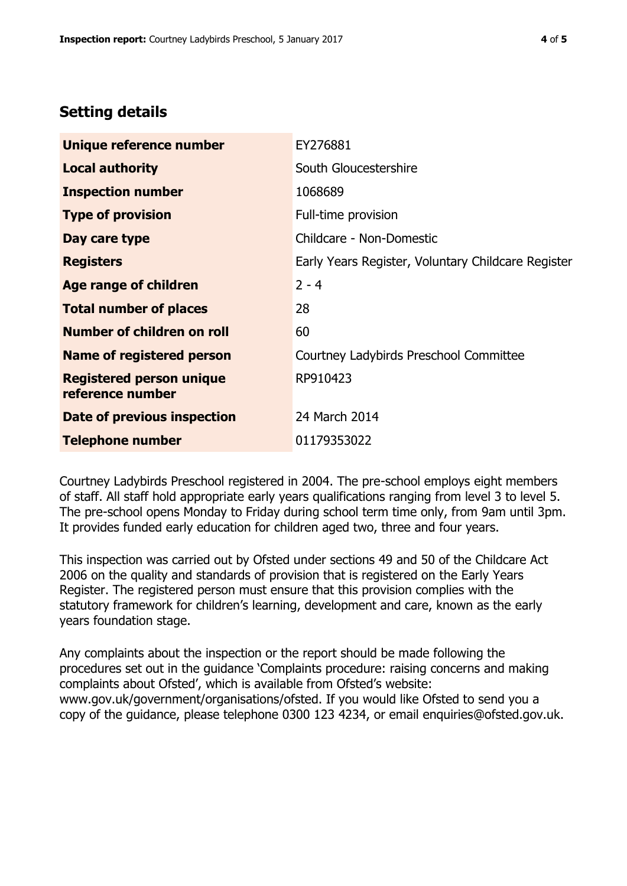## Setting details

| | |
|---|---|
| **Unique reference number** | EY276881 |
| **Local authority** | South Gloucestershire |
| **Inspection number** | 1068689 |
| **Type of provision** | Full-time provision |
| **Day care type** | Childcare - Non-Domestic |
| **Registers** | Early Years Register, Voluntary Childcare Register |
| **Age range of children** | 2 - 4 |
| **Total number of places** | 28 |
| **Number of children on roll** | 60 |
| **Name of registered person** | Courtney Ladybirds Preschool Committee |
| **Registered person unique reference number** | RP910423 |
| **Date of previous inspection** | 24 March 2014 |
| **Telephone number** | 01179353022 |

Courtney Ladybirds Preschool registered in 2004. The pre-school employs eight members of staff. All staff hold appropriate early years qualifications ranging from level 3 to level 5. The pre-school opens Monday to Friday during school term time only, from 9am until 3pm. It provides funded early education for children aged two, three and four years.

This inspection was carried out by Ofsted under sections 49 and 50 of the Childcare Act 2006 on the quality and standards of provision that is registered on the Early Years Register. The registered person must ensure that this provision complies with the statutory framework for children's learning, development and care, known as the early years foundation stage.

Any complaints about the inspection or the report should be made following the procedures set out in the guidance 'Complaints procedure: raising concerns and making complaints about Ofsted', which is available from Ofsted's website: www.gov.uk/government/organisations/ofsted. If you would like Ofsted to send you a copy of the guidance, please telephone 0300 123 4234, or email enquiries@ofsted.gov.uk.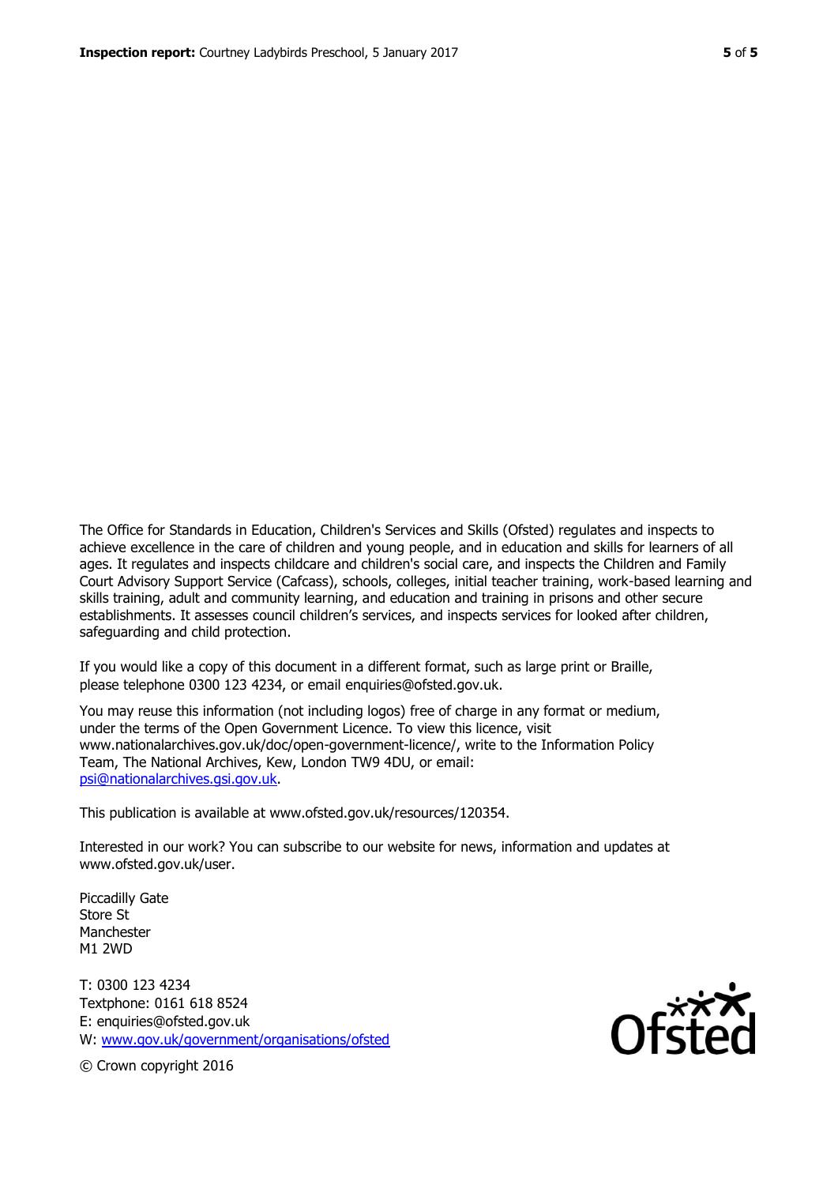The Office for Standards in Education, Children's Services and Skills (Ofsted) regulates and inspects to achieve excellence in the care of children and young people, and in education and skills for learners of all ages. It regulates and inspects childcare and children's social care, and inspects the Children and Family Court Advisory Support Service (Cafcass), schools, colleges, initial teacher training, work-based learning and skills training, adult and community learning, and education and training in prisons and other secure establishments. It assesses council children's services, and inspects services for looked after children, safeguarding and child protection.

If you would like a copy of this document in a different format, such as large print or Braille, please telephone 0300 123 4234, or email enquiries@ofsted.gov.uk.

You may reuse this information (not including logos) free of charge in any format or medium, under the terms of the Open Government Licence. To view this licence, visit www.nationalarchives.gov.uk/doc/open-government-licence/, write to the Information Policy Team, The National Archives, Kew, London TW9 4DU, or email: psi@nationalarchives.gsi.gov.uk.

This publication is available at www.ofsted.gov.uk/resources/120354.

Interested in our work? You can subscribe to our website for news, information and updates at www.ofsted.gov.uk/user.

Piccadilly Gate
Store St
Manchester
M1 2WD

T: 0300 123 4234
Textphone: 0161 618 8524
E: enquiries@ofsted.gov.uk
W: www.gov.uk/government/organisations/ofsted

© Crown copyright 2016